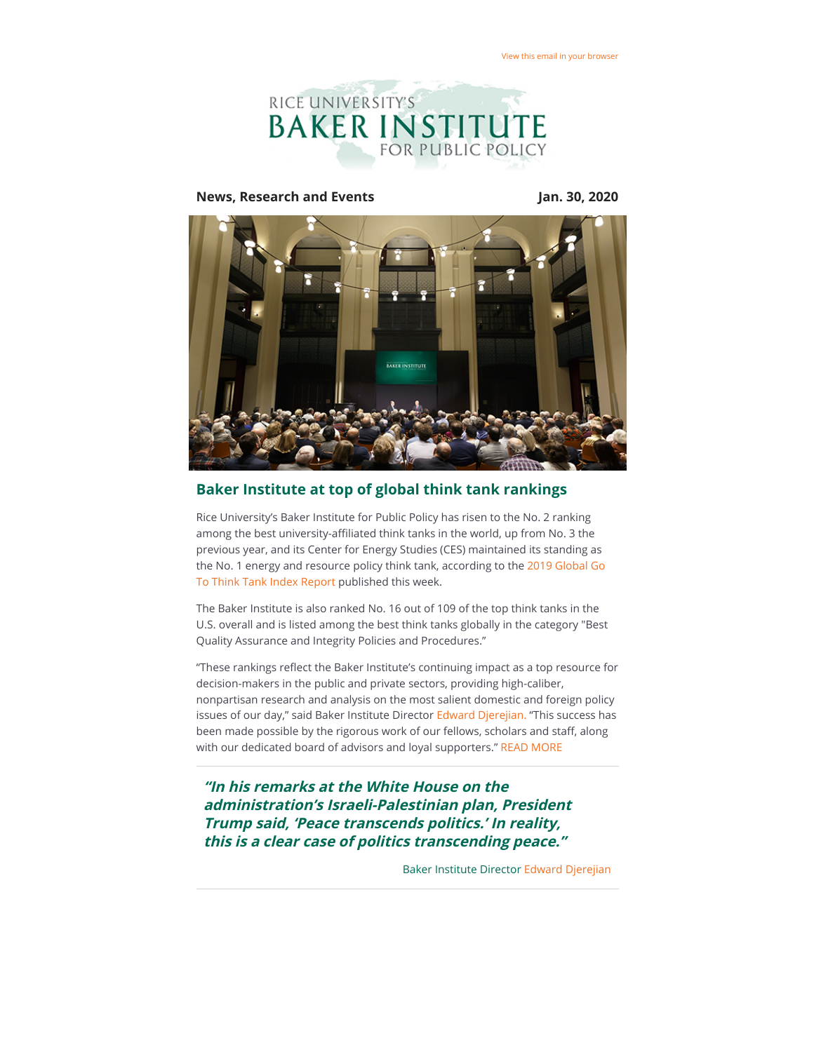View this email in your browser

RICE UNIVERSITY'S BAKER INSTITUTE FOR PUBLIC POLICY

**News, Research and Events** **Jan. 30, 2020**

## Baker Institute at top of global think tank rankings

Rice University's Baker Institute for Public Policy has risen to the No. 2 ranking among the best university-affiliated think tanks in the world, up from No. 3 the previous year, and its Center for Energy Studies (CES) maintained its standing as the No. 1 energy and resource policy think tank, according to the 2019 Global Go To Think Tank Index Report published this week.

The Baker Institute is also ranked No. 16 out of 109 of the top think tanks in the U.S. overall and is listed among the best think tanks globally in the category "Best Quality Assurance and Integrity Policies and Procedures."

"These rankings reflect the Baker Institute's continuing impact as a top resource for decision-makers in the public and private sectors, providing high-caliber, nonpartisan research and analysis on the most salient domestic and foreign policy issues of our day," said Baker Institute Director Edward Djerejian. "This success has been made possible by the rigorous work of our fellows, scholars and staff, along with our dedicated board of advisors and loyal supporters." READ MORE

---

***"In his remarks at the White House on the administration's Israeli-Palestinian plan, President Trump said, 'Peace transcends politics.' In reality, this is a clear case of politics transcending peace."***

Baker Institute Director Edward Djerejian

---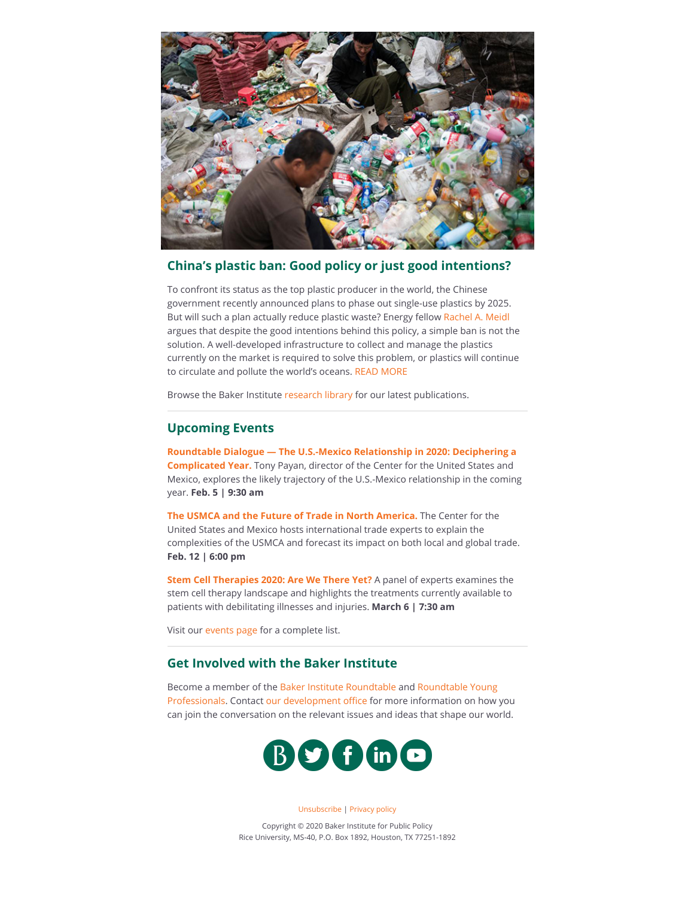## China's plastic ban: Good policy or just good intentions?

To confront its status as the top plastic producer in the world, the Chinese government recently announced plans to phase out single-use plastics by 2025. But will such a plan actually reduce plastic waste? Energy fellow Rachel A. Meidl argues that despite the good intentions behind this policy, a simple ban is not the solution. A well-developed infrastructure to collect and manage the plastics currently on the market is required to solve this problem, or plastics will continue to circulate and pollute the world's oceans. READ MORE

Browse the Baker Institute research library for our latest publications.

---

## Upcoming Events

**Roundtable Dialogue — The U.S.-Mexico Relationship in 2020: Deciphering a Complicated Year.** Tony Payan, director of the Center for the United States and Mexico, explores the likely trajectory of the U.S.-Mexico relationship in the coming year. **Feb. 5 | 9:30 am**

**The USMCA and the Future of Trade in North America.** The Center for the United States and Mexico hosts international trade experts to explain the complexities of the USMCA and forecast its impact on both local and global trade. **Feb. 12 | 6:00 pm**

**Stem Cell Therapies 2020: Are We There Yet?** A panel of experts examines the stem cell therapy landscape and highlights the treatments currently available to patients with debilitating illnesses and injuries. **March 6 | 7:30 am**

Visit our events page for a complete list.

---

## Get Involved with the Baker Institute

Become a member of the Baker Institute Roundtable and Roundtable Young Professionals. Contact our development office for more information on how you can join the conversation on the relevant issues and ideas that shape our world.

Unsubscribe | Privacy policy

Copyright © 2020 Baker Institute for Public Policy
Rice University, MS-40, P.O. Box 1892, Houston, TX 77251-1892